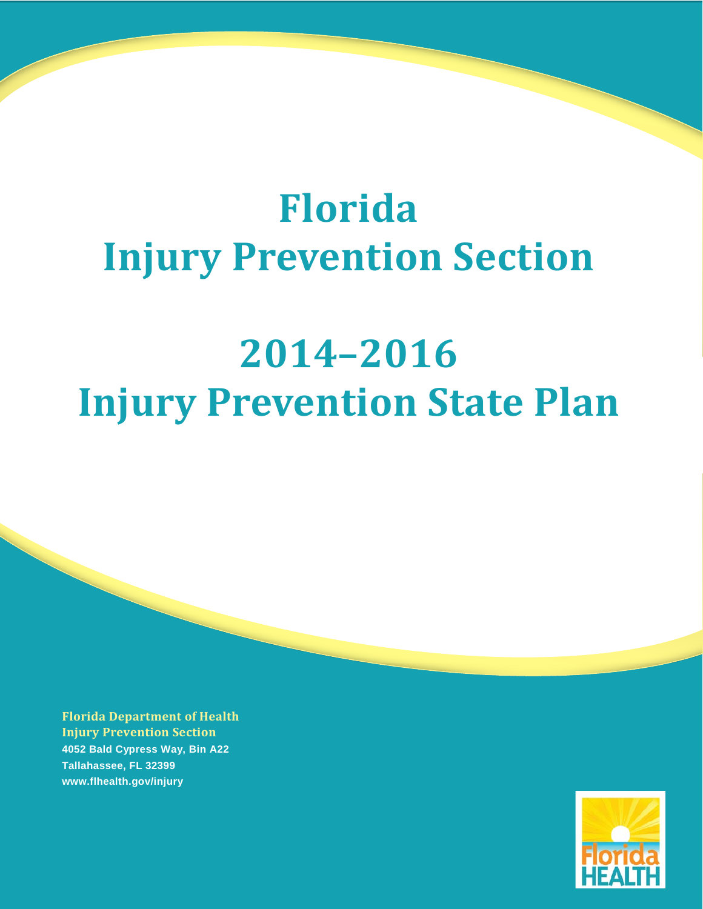# Florida Injury Prevention Section

# 2014–2016 Injury Prevention State Plan

**Florida Department of Health**
**Injury Prevention Section**
4052 Bald Cypress Way, Bin A22
Tallahassee, FL 32399
www.flhealth.gov/injury

Florida HEALTH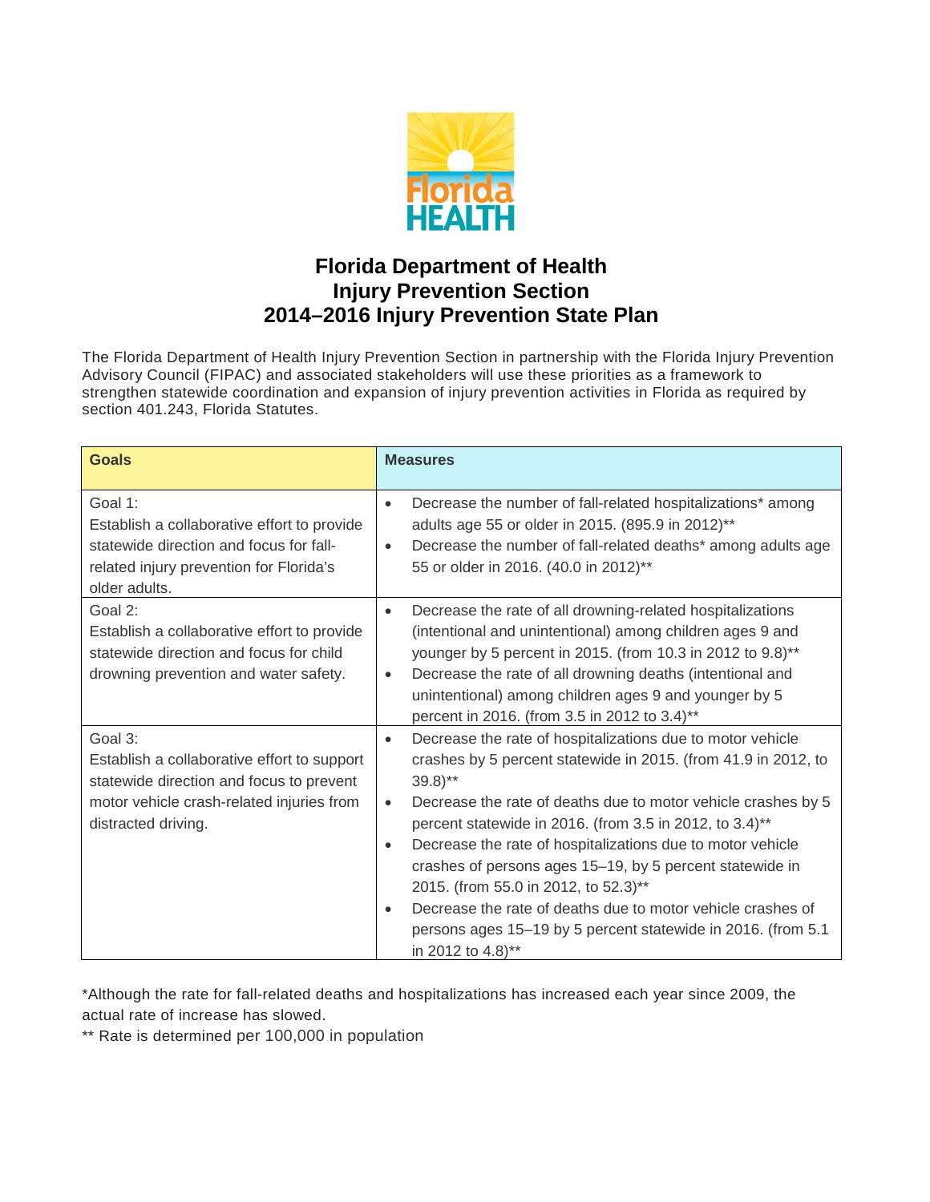# Florida Department of Health
## Injury Prevention Section
## 2014–2016 Injury Prevention State Plan

The Florida Department of Health Injury Prevention Section in partnership with the Florida Injury Prevention Advisory Council (FIPAC) and associated stakeholders will use these priorities as a framework to strengthen statewide coordination and expansion of injury prevention activities in Florida as required by section 401.243, Florida Statutes.

| Goals | Measures |
|---|---|
| Goal 1:<br>Establish a collaborative effort to provide statewide direction and focus for fall-related injury prevention for Florida's older adults. | • Decrease the number of fall-related hospitalizations* among adults age 55 or older in 2015. (895.9 in 2012)**<br>• Decrease the number of fall-related deaths* among adults age 55 or older in 2016. (40.0 in 2012)** |
| Goal 2:<br>Establish a collaborative effort to provide statewide direction and focus for child drowning prevention and water safety. | • Decrease the rate of all drowning-related hospitalizations (intentional and unintentional) among children ages 9 and younger by 5 percent in 2015. (from 10.3 in 2012 to 9.8)**<br>• Decrease the rate of all drowning deaths (intentional and unintentional) among children ages 9 and younger by 5 percent in 2016. (from 3.5 in 2012 to 3.4)** |
| Goal 3:<br>Establish a collaborative effort to support statewide direction and focus to prevent motor vehicle crash-related injuries from distracted driving. | • Decrease the rate of hospitalizations due to motor vehicle crashes by 5 percent statewide in 2015. (from 41.9 in 2012, to 39.8)**<br>• Decrease the rate of deaths due to motor vehicle crashes by 5 percent statewide in 2016. (from 3.5 in 2012, to 3.4)**<br>• Decrease the rate of hospitalizations due to motor vehicle crashes of persons ages 15–19, by 5 percent statewide in 2015. (from 55.0 in 2012, to 52.3)**<br>• Decrease the rate of deaths due to motor vehicle crashes of persons ages 15–19 by 5 percent statewide in 2016. (from 5.1 in 2012 to 4.8)** |

*Although the rate for fall-related deaths and hospitalizations has increased each year since 2009, the actual rate of increase has slowed.

** Rate is determined per 100,000 in population